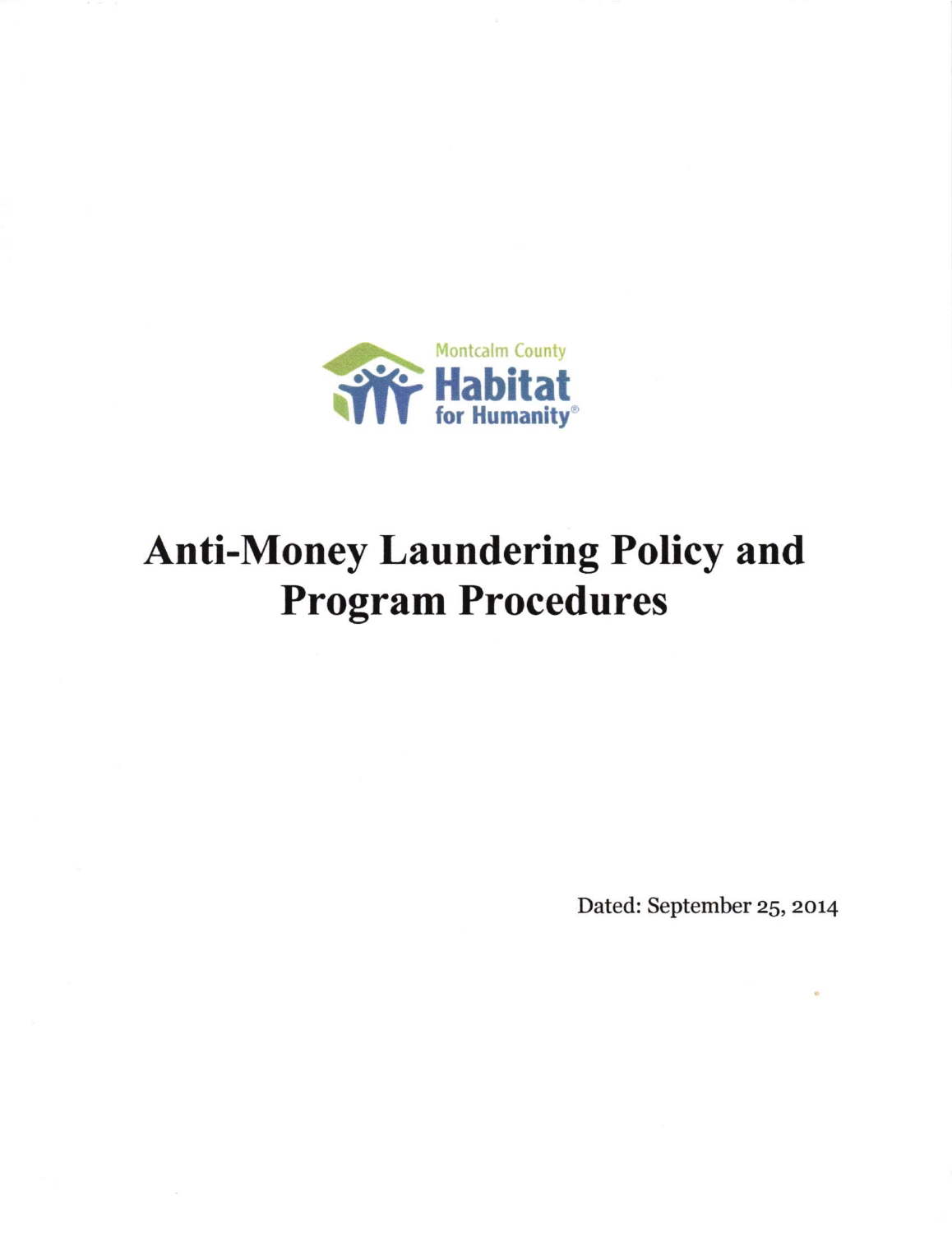Montcalm County
Habitat
for Humanity®

# Anti-Money Laundering Policy and Program Procedures

Dated: September 25, 2014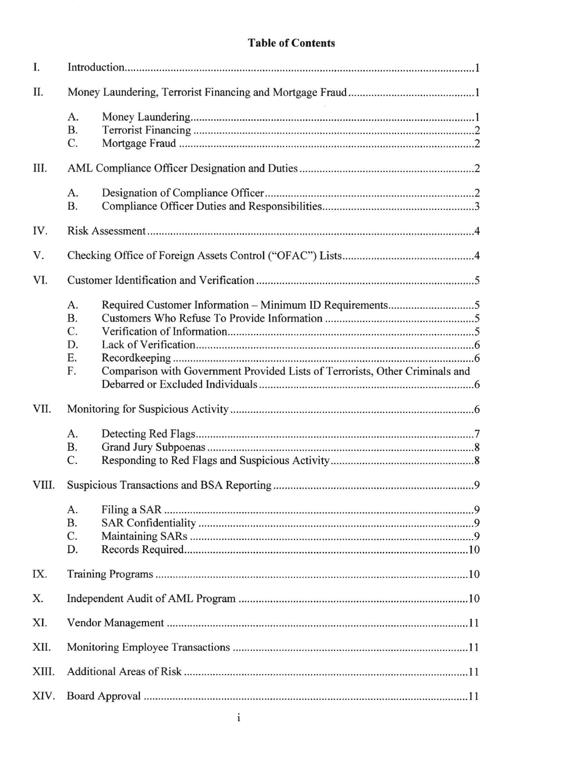# Table of Contents

| | | |
|---|---|---|
| I. | Introduction | 1 |
| II. | Money Laundering, Terrorist Financing and Mortgage Fraud | 1 |
| | A. Money Laundering | 1 |
| | B. Terrorist Financing | 2 |
| | C. Mortgage Fraud | 2 |
| III. | AML Compliance Officer Designation and Duties | 2 |
| | A. Designation of Compliance Officer | 2 |
| | B. Compliance Officer Duties and Responsibilities | 3 |
| IV. | Risk Assessment | 4 |
| V. | Checking Office of Foreign Assets Control ("OFAC") Lists | 4 |
| VI. | Customer Identification and Verification | 5 |
| | A. Required Customer Information – Minimum ID Requirements | 5 |
| | B. Customers Who Refuse To Provide Information | 5 |
| | C. Verification of Information | 5 |
| | D. Lack of Verification | 6 |
| | E. Recordkeeping | 6 |
| | F. Comparison with Government Provided Lists of Terrorists, Other Criminals and Debarred or Excluded Individuals | 6 |
| VII. | Monitoring for Suspicious Activity | 6 |
| | A. Detecting Red Flags | 7 |
| | B. Grand Jury Subpoenas | 8 |
| | C. Responding to Red Flags and Suspicious Activity | 8 |
| VIII. | Suspicious Transactions and BSA Reporting | 9 |
| | A. Filing a SAR | 9 |
| | B. SAR Confidentiality | 9 |
| | C. Maintaining SARs | 9 |
| | D. Records Required | 10 |
| IX. | Training Programs | 10 |
| X. | Independent Audit of AML Program | 10 |
| XI. | Vendor Management | 11 |
| XII. | Monitoring Employee Transactions | 11 |
| XIII. | Additional Areas of Risk | 11 |
| XIV. | Board Approval | 11 |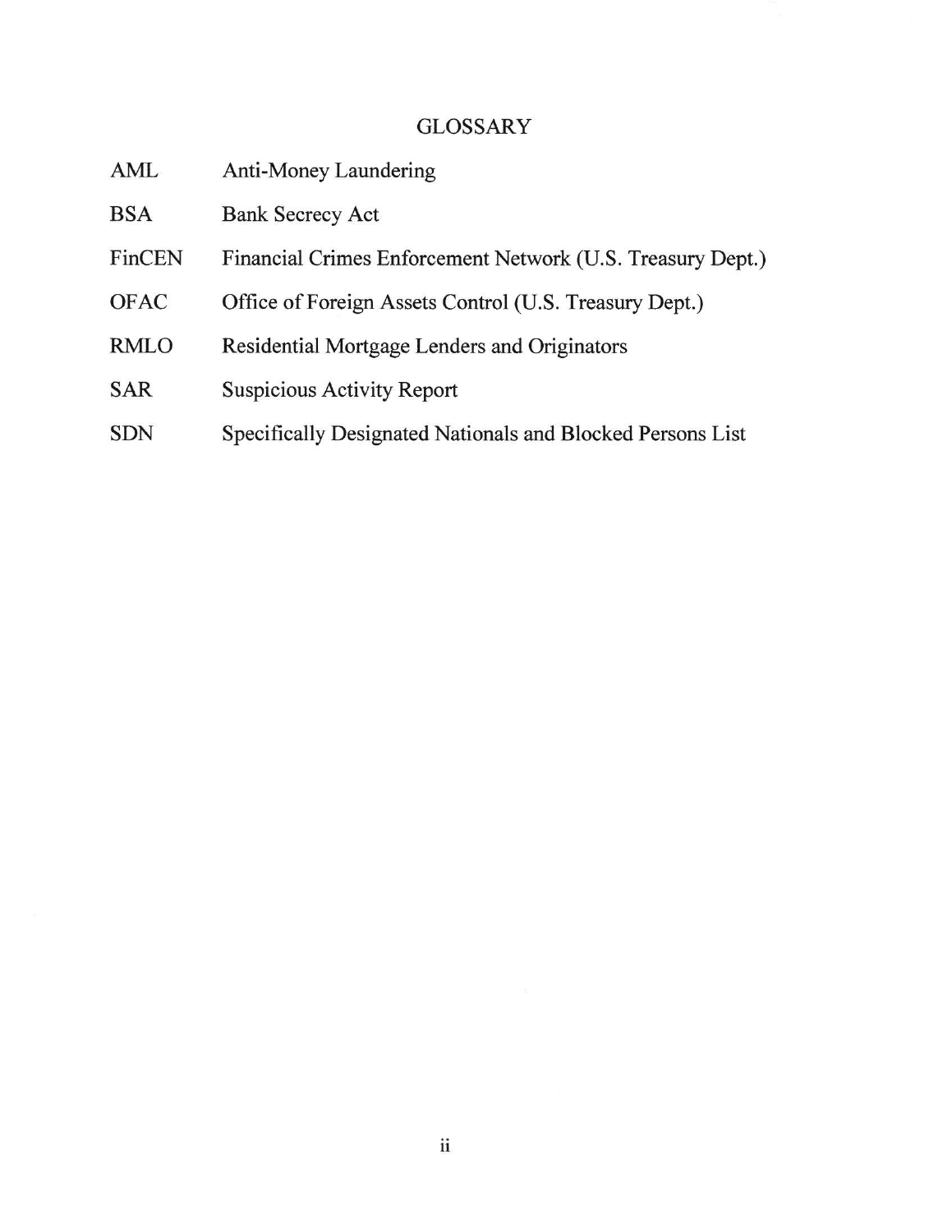# GLOSSARY

| | |
|---|---|
| AML | Anti-Money Laundering |
| BSA | Bank Secrecy Act |
| FinCEN | Financial Crimes Enforcement Network (U.S. Treasury Dept.) |
| OFAC | Office of Foreign Assets Control (U.S. Treasury Dept.) |
| RMLO | Residential Mortgage Lenders and Originators |
| SAR | Suspicious Activity Report |
| SDN | Specifically Designated Nationals and Blocked Persons List |